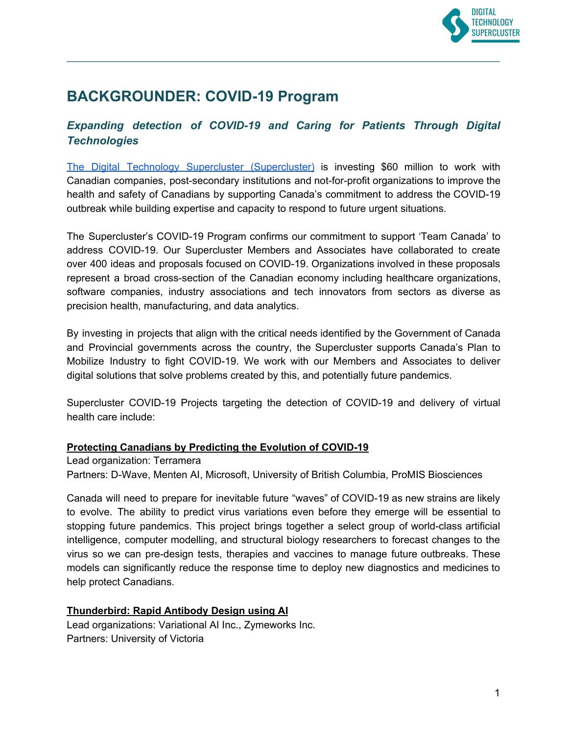# BACKGROUNDER: COVID-19 Program

## *Expanding detection of COVID-19 and Caring for Patients Through Digital Technologies*

The Digital Technology Supercluster (Supercluster) is investing $60 million to work with Canadian companies, post-secondary institutions and not-for-profit organizations to improve the health and safety of Canadians by supporting Canada's commitment to address the COVID-19 outbreak while building expertise and capacity to respond to future urgent situations.

The Supercluster's COVID-19 Program confirms our commitment to support 'Team Canada' to address COVID-19. Our Supercluster Members and Associates have collaborated to create over 400 ideas and proposals focused on COVID-19. Organizations involved in these proposals represent a broad cross-section of the Canadian economy including healthcare organizations, software companies, industry associations and tech innovators from sectors as diverse as precision health, manufacturing, and data analytics.

By investing in projects that align with the critical needs identified by the Government of Canada and Provincial governments across the country, the Supercluster supports Canada's Plan to Mobilize Industry to fight COVID-19. We work with our Members and Associates to deliver digital solutions that solve problems created by this, and potentially future pandemics.

Supercluster COVID-19 Projects targeting the detection of COVID-19 and delivery of virtual health care include:

**Protecting Canadians by Predicting the Evolution of COVID-19**
Lead organization: Terramera
Partners: D-Wave, Menten AI, Microsoft, University of British Columbia, ProMIS Biosciences

Canada will need to prepare for inevitable future "waves" of COVID-19 as new strains are likely to evolve. The ability to predict virus variations even before they emerge will be essential to stopping future pandemics. This project brings together a select group of world-class artificial intelligence, computer modelling, and structural biology researchers to forecast changes to the virus so we can pre-design tests, therapies and vaccines to manage future outbreaks. These models can significantly reduce the response time to deploy new diagnostics and medicines to help protect Canadians.

**Thunderbird: Rapid Antibody Design using AI**
Lead organizations: Variational AI Inc., Zymeworks Inc.
Partners: University of Victoria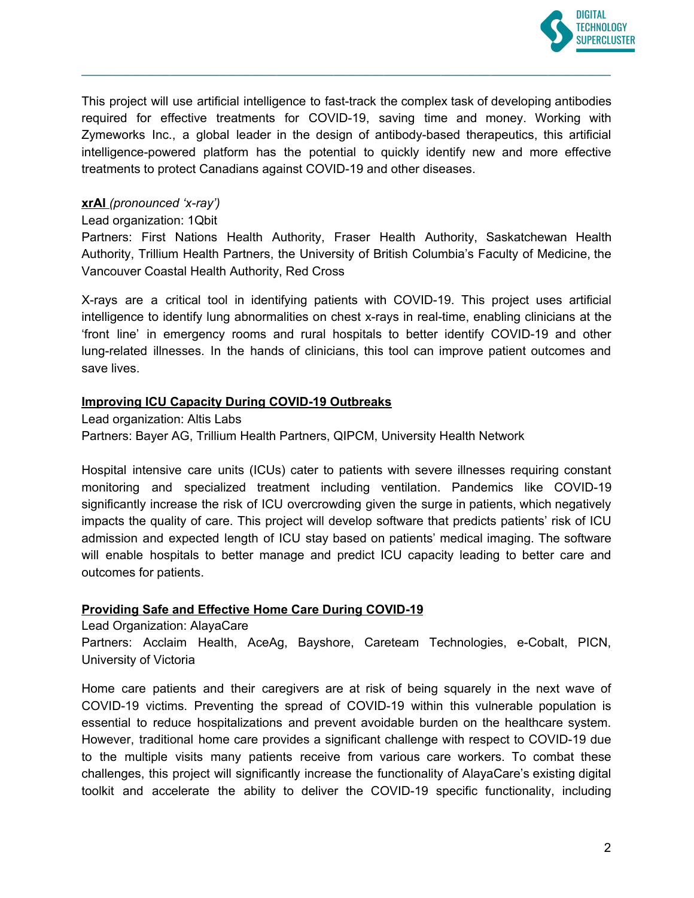This project will use artificial intelligence to fast-track the complex task of developing antibodies required for effective treatments for COVID-19, saving time and money. Working with Zymeworks Inc., a global leader in the design of antibody-based therapeutics, this artificial intelligence-powered platform has the potential to quickly identify new and more effective treatments to protect Canadians against COVID-19 and other diseases.

**xrAI** *(pronounced 'x-ray')*

Lead organization: 1Qbit

Partners: First Nations Health Authority, Fraser Health Authority, Saskatchewan Health Authority, Trillium Health Partners, the University of British Columbia's Faculty of Medicine, the Vancouver Coastal Health Authority, Red Cross

X-rays are a critical tool in identifying patients with COVID-19. This project uses artificial intelligence to identify lung abnormalities on chest x-rays in real-time, enabling clinicians at the 'front line' in emergency rooms and rural hospitals to better identify COVID-19 and other lung-related illnesses. In the hands of clinicians, this tool can improve patient outcomes and save lives.

**Improving ICU Capacity During COVID-19 Outbreaks**

Lead organization: Altis Labs

Partners: Bayer AG, Trillium Health Partners, QIPCM, University Health Network

Hospital intensive care units (ICUs) cater to patients with severe illnesses requiring constant monitoring and specialized treatment including ventilation. Pandemics like COVID-19 significantly increase the risk of ICU overcrowding given the surge in patients, which negatively impacts the quality of care. This project will develop software that predicts patients' risk of ICU admission and expected length of ICU stay based on patients' medical imaging. The software will enable hospitals to better manage and predict ICU capacity leading to better care and outcomes for patients.

**Providing Safe and Effective Home Care During COVID-19**

Lead Organization: AlayaCare

Partners: Acclaim Health, AceAg, Bayshore, Careteam Technologies, e-Cobalt, PICN, University of Victoria

Home care patients and their caregivers are at risk of being squarely in the next wave of COVID-19 victims. Preventing the spread of COVID-19 within this vulnerable population is essential to reduce hospitalizations and prevent avoidable burden on the healthcare system. However, traditional home care provides a significant challenge with respect to COVID-19 due to the multiple visits many patients receive from various care workers. To combat these challenges, this project will significantly increase the functionality of AlayaCare's existing digital toolkit and accelerate the ability to deliver the COVID-19 specific functionality, including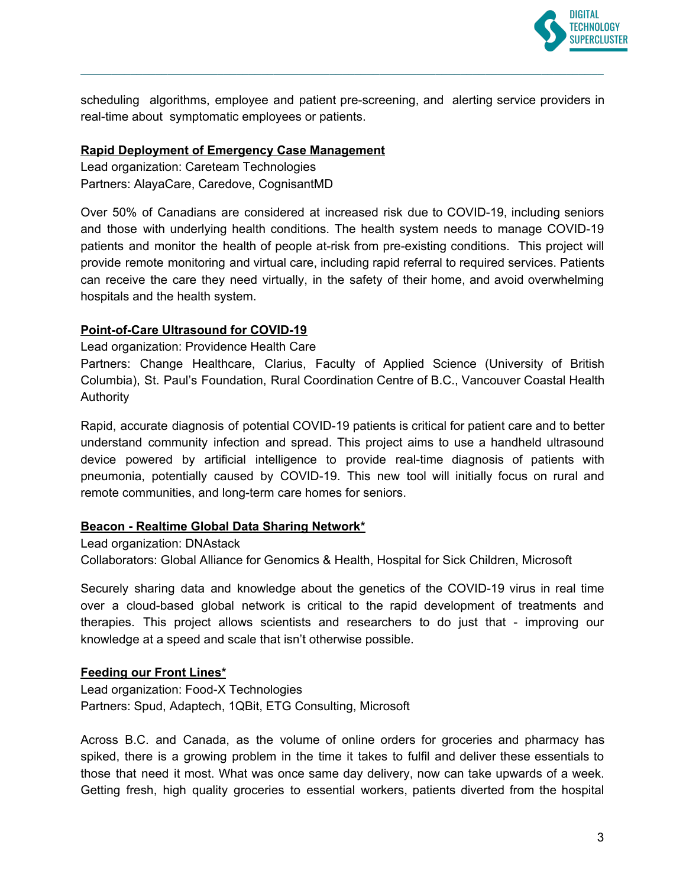scheduling algorithms, employee and patient pre-screening, and alerting service providers in real-time about symptomatic employees or patients.

**Rapid Deployment of Emergency Case Management**

Lead organization: Careteam Technologies
Partners: AlayaCare, Caredove, CognisantMD

Over 50% of Canadians are considered at increased risk due to COVID-19, including seniors and those with underlying health conditions. The health system needs to manage COVID-19 patients and monitor the health of people at-risk from pre-existing conditions. This project will provide remote monitoring and virtual care, including rapid referral to required services. Patients can receive the care they need virtually, in the safety of their home, and avoid overwhelming hospitals and the health system.

**Point-of-Care Ultrasound for COVID-19**

Lead organization: Providence Health Care
Partners: Change Healthcare, Clarius, Faculty of Applied Science (University of British Columbia), St. Paul's Foundation, Rural Coordination Centre of B.C., Vancouver Coastal Health Authority

Rapid, accurate diagnosis of potential COVID-19 patients is critical for patient care and to better understand community infection and spread. This project aims to use a handheld ultrasound device powered by artificial intelligence to provide real-time diagnosis of patients with pneumonia, potentially caused by COVID-19. This new tool will initially focus on rural and remote communities, and long-term care homes for seniors.

**Beacon - Realtime Global Data Sharing Network***

Lead organization: DNAstack
Collaborators: Global Alliance for Genomics & Health, Hospital for Sick Children, Microsoft

Securely sharing data and knowledge about the genetics of the COVID-19 virus in real time over a cloud-based global network is critical to the rapid development of treatments and therapies. This project allows scientists and researchers to do just that - improving our knowledge at a speed and scale that isn't otherwise possible.

**Feeding our Front Lines***

Lead organization: Food-X Technologies
Partners: Spud, Adaptech, 1QBit, ETG Consulting, Microsoft

Across B.C. and Canada, as the volume of online orders for groceries and pharmacy has spiked, there is a growing problem in the time it takes to fulfil and deliver these essentials to those that need it most. What was once same day delivery, now can take upwards of a week. Getting fresh, high quality groceries to essential workers, patients diverted from the hospital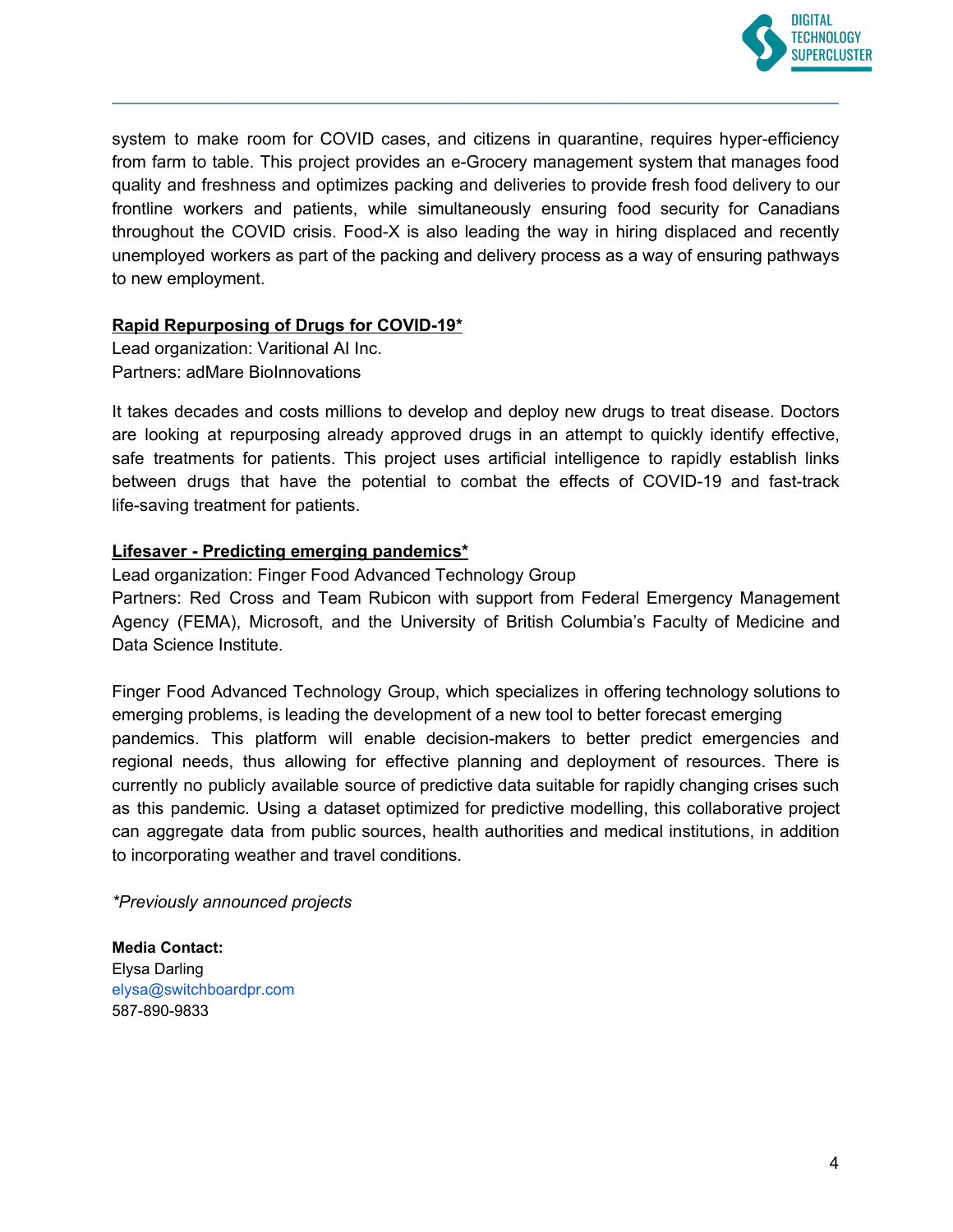system to make room for COVID cases, and citizens in quarantine, requires hyper-efficiency from farm to table. This project provides an e-Grocery management system that manages food quality and freshness and optimizes packing and deliveries to provide fresh food delivery to our frontline workers and patients, while simultaneously ensuring food security for Canadians throughout the COVID crisis. Food-X is also leading the way in hiring displaced and recently unemployed workers as part of the packing and delivery process as a way of ensuring pathways to new employment.

**Rapid Repurposing of Drugs for COVID-19***

Lead organization: Varitional AI Inc.
Partners: adMare BioInnovations

It takes decades and costs millions to develop and deploy new drugs to treat disease. Doctors are looking at repurposing already approved drugs in an attempt to quickly identify effective, safe treatments for patients. This project uses artificial intelligence to rapidly establish links between drugs that have the potential to combat the effects of COVID-19 and fast-track life-saving treatment for patients.

**Lifesaver - Predicting emerging pandemics***

Lead organization: Finger Food Advanced Technology Group
Partners: Red Cross and Team Rubicon with support from Federal Emergency Management Agency (FEMA), Microsoft, and the University of British Columbia's Faculty of Medicine and Data Science Institute.

Finger Food Advanced Technology Group, which specializes in offering technology solutions to emerging problems, is leading the development of a new tool to better forecast emerging pandemics. This platform will enable decision-makers to better predict emergencies and regional needs, thus allowing for effective planning and deployment of resources. There is currently no publicly available source of predictive data suitable for rapidly changing crises such as this pandemic. Using a dataset optimized for predictive modelling, this collaborative project can aggregate data from public sources, health authorities and medical institutions, in addition to incorporating weather and travel conditions.

*\*Previously announced projects*

**Media Contact:**
Elysa Darling
elysa@switchboardpr.com
587-890-9833